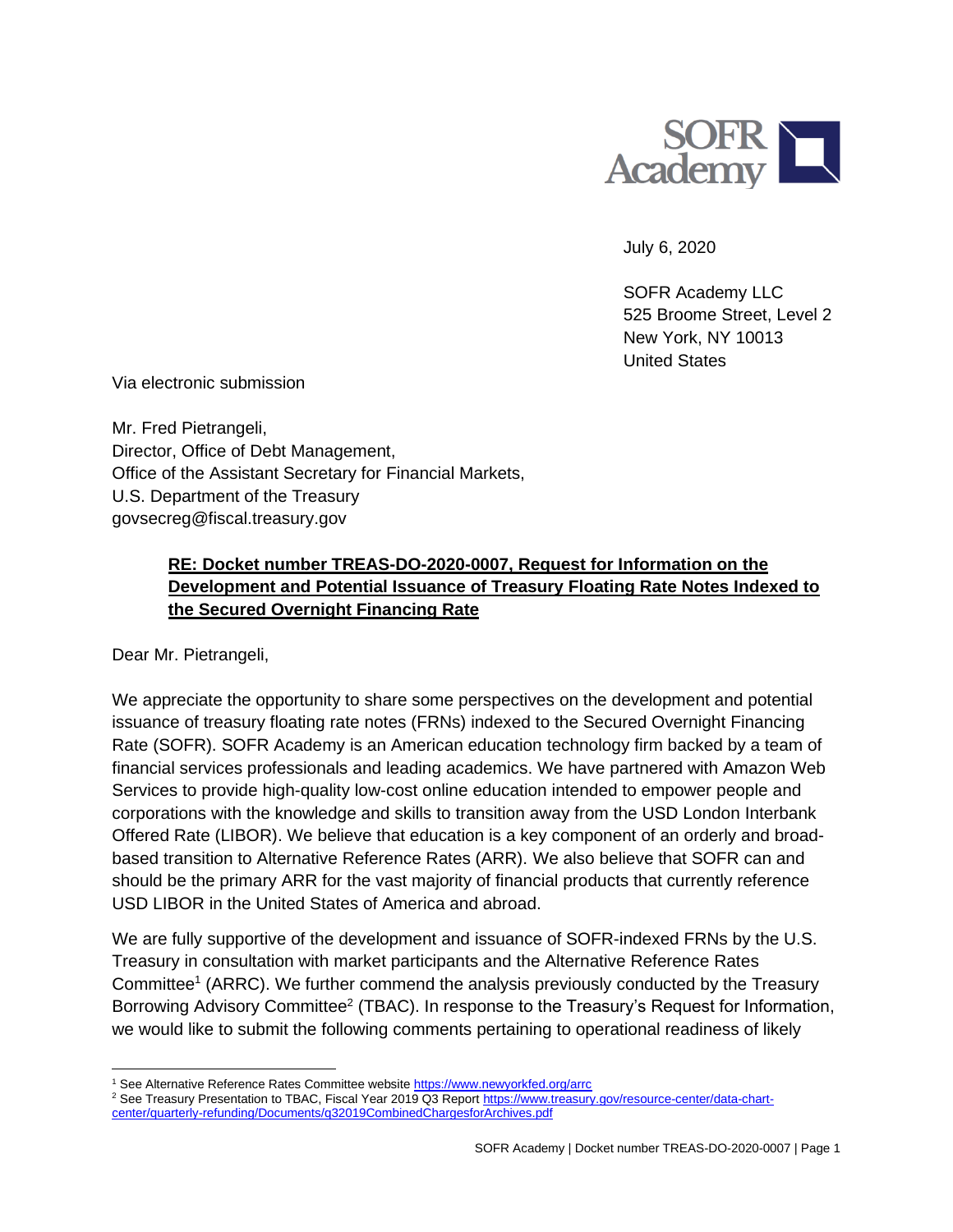July 6, 2020

SOFR Academy LLC
525 Broome Street, Level 2
New York, NY 10013
United States

Via electronic submission

Mr. Fred Pietrangeli,
Director, Office of Debt Management,
Office of the Assistant Secretary for Financial Markets,
U.S. Department of the Treasury
govsecreg@fiscal.treasury.gov

**RE: Docket number TREAS-DO-2020-0007, Request for Information on the Development and Potential Issuance of Treasury Floating Rate Notes Indexed to the Secured Overnight Financing Rate**

Dear Mr. Pietrangeli,

We appreciate the opportunity to share some perspectives on the development and potential issuance of treasury floating rate notes (FRNs) indexed to the Secured Overnight Financing Rate (SOFR). SOFR Academy is an American education technology firm backed by a team of financial services professionals and leading academics. We have partnered with Amazon Web Services to provide high-quality low-cost online education intended to empower people and corporations with the knowledge and skills to transition away from the USD London Interbank Offered Rate (LIBOR). We believe that education is a key component of an orderly and broad-based transition to Alternative Reference Rates (ARR). We also believe that SOFR can and should be the primary ARR for the vast majority of financial products that currently reference USD LIBOR in the United States of America and abroad.

We are fully supportive of the development and issuance of SOFR-indexed FRNs by the U.S. Treasury in consultation with market participants and the Alternative Reference Rates Committee[1] (ARRC). We further commend the analysis previously conducted by the Treasury Borrowing Advisory Committee[2] (TBAC). In response to the Treasury's Request for Information, we would like to submit the following comments pertaining to operational readiness of likely

---

[1] See Alternative Reference Rates Committee website https://www.newyorkfed.org/arrc

[2] See Treasury Presentation to TBAC, Fiscal Year 2019 Q3 Report https://www.treasury.gov/resource-center/data-chart-center/quarterly-refunding/Documents/q32019CombinedChargesforArchives.pdf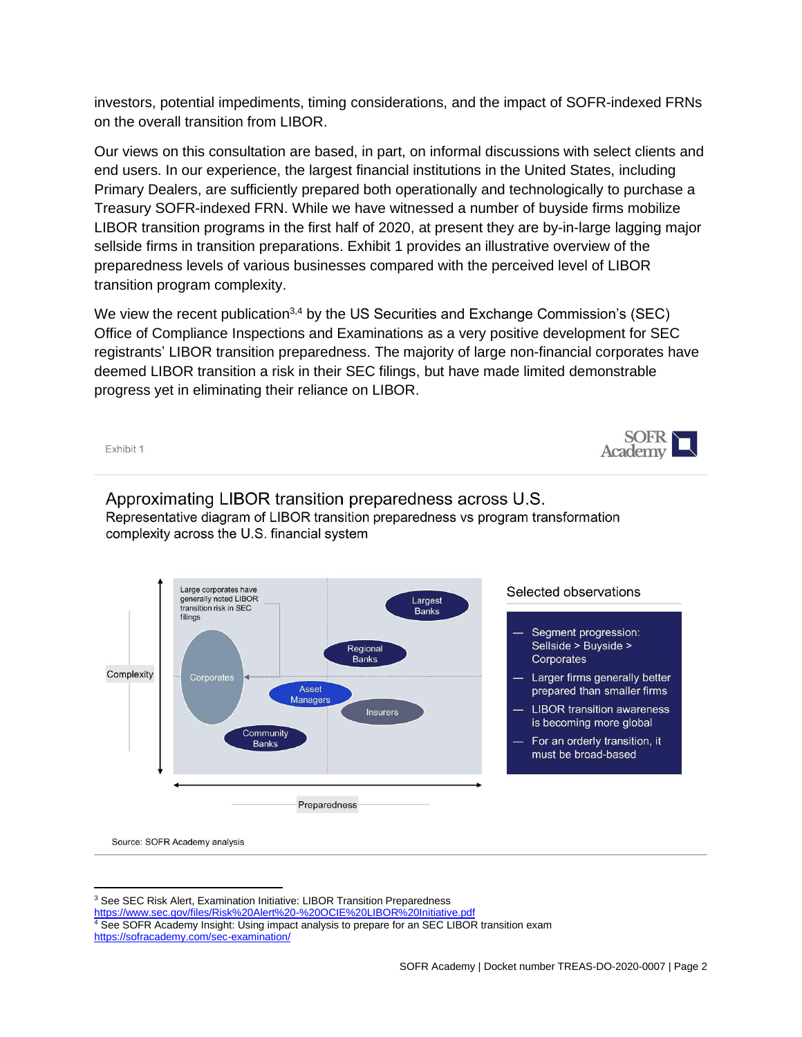investors, potential impediments, timing considerations, and the impact of SOFR-indexed FRNs on the overall transition from LIBOR.

Our views on this consultation are based, in part, on informal discussions with select clients and end users. In our experience, the largest financial institutions in the United States, including Primary Dealers, are sufficiently prepared both operationally and technologically to purchase a Treasury SOFR-indexed FRN. While we have witnessed a number of buyside firms mobilize LIBOR transition programs in the first half of 2020, at present they are by-in-large lagging major sellside firms in transition preparations. Exhibit 1 provides an illustrative overview of the preparedness levels of various businesses compared with the perceived level of LIBOR transition program complexity.

We view the recent publication[3,4] by the US Securities and Exchange Commission's (SEC) Office of Compliance Inspections and Examinations as a very positive development for SEC registrants' LIBOR transition preparedness. The majority of large non-financial corporates have deemed LIBOR transition a risk in their SEC filings, but have made limited demonstrable progress yet in eliminating their reliance on LIBOR.

Exhibit 1

SOFR Academy

## Approximating LIBOR transition preparedness across U.S.

Representative diagram of LIBOR transition preparedness vs program transformation complexity across the U.S. financial system

Complexity

Large corporates have generally noted LIBOR transition risk in SEC filings

Corporates

Largest Banks

Regional Banks

Asset Managers

Insurers

Community Banks

Preparedness

### Selected observations

- Segment progression: Sellside > Buyside > Corporates
- Larger firms generally better prepared than smaller firms
- LIBOR transition awareness is becoming more global
- For an orderly transition, it must be broad-based

Source: SOFR Academy analysis

---

[3] See SEC Risk Alert, Examination Initiative: LIBOR Transition Preparedness https://www.sec.gov/files/Risk%20Alert%20-%20OCIE%20LIBOR%20Initiative.pdf

[4] See SOFR Academy Insight: Using impact analysis to prepare for an SEC LIBOR transition exam https://sofracademy.com/sec-examination/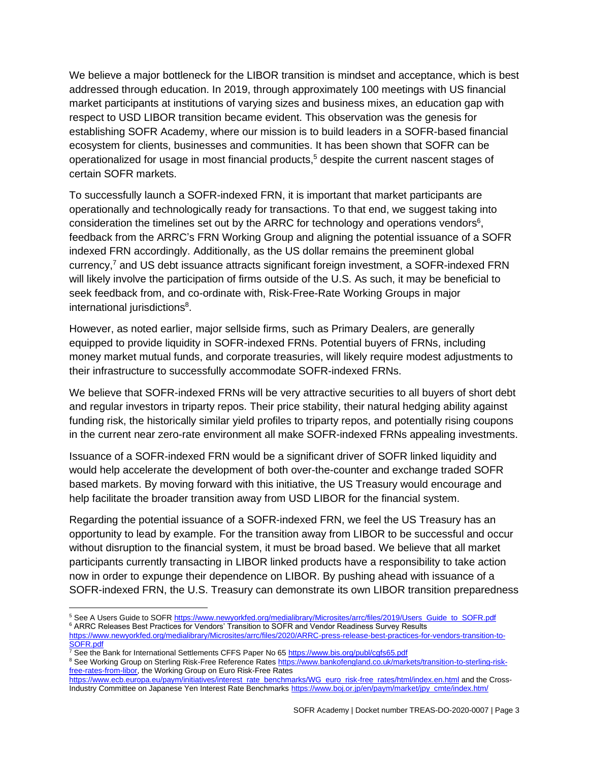We believe a major bottleneck for the LIBOR transition is mindset and acceptance, which is best addressed through education. In 2019, through approximately 100 meetings with US financial market participants at institutions of varying sizes and business mixes, an education gap with respect to USD LIBOR transition became evident. This observation was the genesis for establishing SOFR Academy, where our mission is to build leaders in a SOFR-based financial ecosystem for clients, businesses and communities. It has been shown that SOFR can be operationalized for usage in most financial products,[5] despite the current nascent stages of certain SOFR markets.

To successfully launch a SOFR-indexed FRN, it is important that market participants are operationally and technologically ready for transactions. To that end, we suggest taking into consideration the timelines set out by the ARRC for technology and operations vendors[6], feedback from the ARRC's FRN Working Group and aligning the potential issuance of a SOFR indexed FRN accordingly. Additionally, as the US dollar remains the preeminent global currency,[7] and US debt issuance attracts significant foreign investment, a SOFR-indexed FRN will likely involve the participation of firms outside of the U.S. As such, it may be beneficial to seek feedback from, and co-ordinate with, Risk-Free-Rate Working Groups in major international jurisdictions[8].

However, as noted earlier, major sellside firms, such as Primary Dealers, are generally equipped to provide liquidity in SOFR-indexed FRNs. Potential buyers of FRNs, including money market mutual funds, and corporate treasuries, will likely require modest adjustments to their infrastructure to successfully accommodate SOFR-indexed FRNs.

We believe that SOFR-indexed FRNs will be very attractive securities to all buyers of short debt and regular investors in triparty repos. Their price stability, their natural hedging ability against funding risk, the historically similar yield profiles to triparty repos, and potentially rising coupons in the current near zero-rate environment all make SOFR-indexed FRNs appealing investments.

Issuance of a SOFR-indexed FRN would be a significant driver of SOFR linked liquidity and would help accelerate the development of both over-the-counter and exchange traded SOFR based markets. By moving forward with this initiative, the US Treasury would encourage and help facilitate the broader transition away from USD LIBOR for the financial system.

Regarding the potential issuance of a SOFR-indexed FRN, we feel the US Treasury has an opportunity to lead by example. For the transition away from LIBOR to be successful and occur without disruption to the financial system, it must be broad based. We believe that all market participants currently transacting in LIBOR linked products have a responsibility to take action now in order to expunge their dependence on LIBOR. By pushing ahead with issuance of a SOFR-indexed FRN, the U.S. Treasury can demonstrate its own LIBOR transition preparedness

---

[5] See A Users Guide to SOFR https://www.newyorkfed.org/medialibrary/Microsites/arrc/files/2019/Users_Guide_to_SOFR.pdf

[6] ARRC Releases Best Practices for Vendors' Transition to SOFR and Vendor Readiness Survey Results https://www.newyorkfed.org/medialibrary/Microsites/arrc/files/2020/ARRC-press-release-best-practices-for-vendors-transition-to-SOFR.pdf

[7] See the Bank for International Settlements CFFS Paper No 65 https://www.bis.org/publ/cgfs65.pdf

[8] See Working Group on Sterling Risk-Free Reference Rates https://www.bankofengland.co.uk/markets/transition-to-sterling-risk-free-rates-from-libor, the Working Group on Euro Risk-Free Rates https://www.ecb.europa.eu/paym/initiatives/interest_rate_benchmarks/WG_euro_risk-free_rates/html/index.en.html and the Cross-Industry Committee on Japanese Yen Interest Rate Benchmarks https://www.boj.or.jp/en/paym/market/jpy_cmte/index.htm/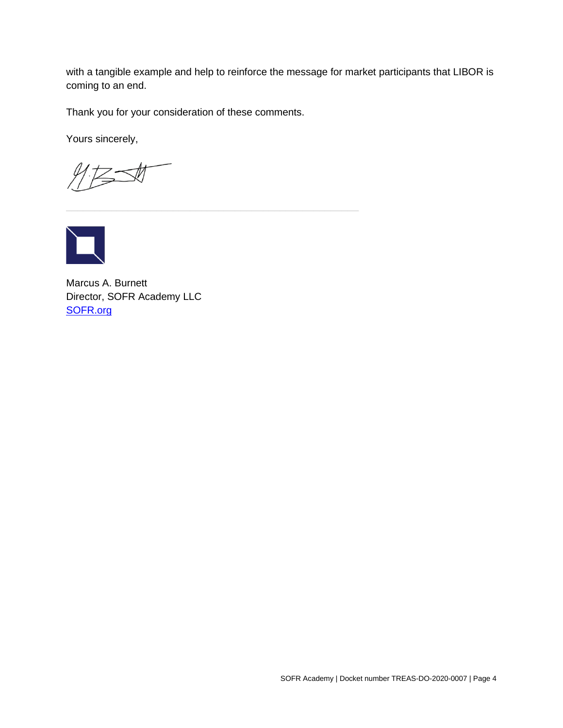with a tangible example and help to reinforce the message for market participants that LIBOR is coming to an end.

Thank you for your consideration of these comments.

Yours sincerely,

Marcus A. Burnett
Director, SOFR Academy LLC
SOFR.org